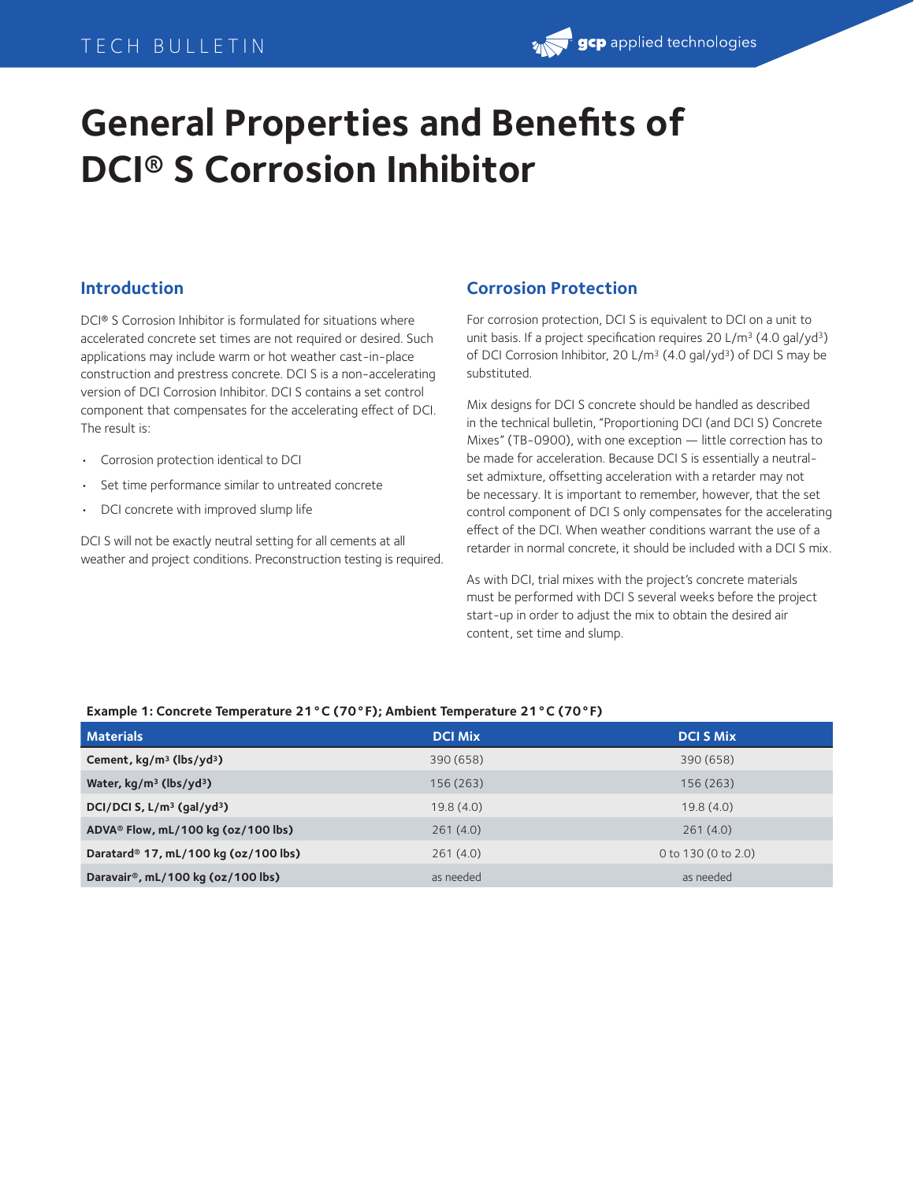# General Properties and Benefits of DCI® S Corrosion Inhibitor

## Introduction

DCI® S Corrosion Inhibitor is formulated for situations where accelerated concrete set times are not required or desired. Such applications may include warm or hot weather cast-in-place construction and prestress concrete. DCI S is a non-accelerating version of DCI Corrosion Inhibitor. DCI S contains a set control component that compensates for the accelerating effect of DCI. The result is:

- Corrosion protection identical to DCI
- Set time performance similar to untreated concrete
- DCI concrete with improved slump life

DCI S will not be exactly neutral setting for all cements at all weather and project conditions. Preconstruction testing is required.

## Corrosion Protection

For corrosion protection, DCI S is equivalent to DCI on a unit to unit basis. If a project specification requires 20 L/m³ (4.0 gal/yd³) of DCI Corrosion Inhibitor, 20 L/m³ (4.0 gal/yd³) of DCI S may be substituted.

Mix designs for DCI S concrete should be handled as described in the technical bulletin, "Proportioning DCI (and DCI S) Concrete Mixes" (TB-0900), with one exception — little correction has to be made for acceleration. Because DCI S is essentially a neutral-set admixture, offsetting acceleration with a retarder may not be necessary. It is important to remember, however, that the set control component of DCI S only compensates for the accelerating effect of the DCI. When weather conditions warrant the use of a retarder in normal concrete, it should be included with a DCI S mix.

As with DCI, trial mixes with the project's concrete materials must be performed with DCI S several weeks before the project start-up in order to adjust the mix to obtain the desired air content, set time and slump.

**Example 1: Concrete Temperature 21 °C (70 °F); Ambient Temperature 21 °C (70 °F)**

| Materials | DCI Mix | DCI S Mix |
|---|---|---|
| **Cement, kg/m³ (lbs/yd³)** | 390 (658) | 390 (658) |
| **Water, kg/m³ (lbs/yd³)** | 156 (263) | 156 (263) |
| **DCI/DCI S, L/m³ (gal/yd³)** | 19.8 (4.0) | 19.8 (4.0) |
| **ADVA® Flow, mL/100 kg (oz/100 lbs)** | 261 (4.0) | 261 (4.0) |
| **Daratard® 17, mL/100 kg (oz/100 lbs)** | 261 (4.0) | 0 to 130 (0 to 2.0) |
| **Daravair®, mL/100 kg (oz/100 lbs)** | as needed | as needed |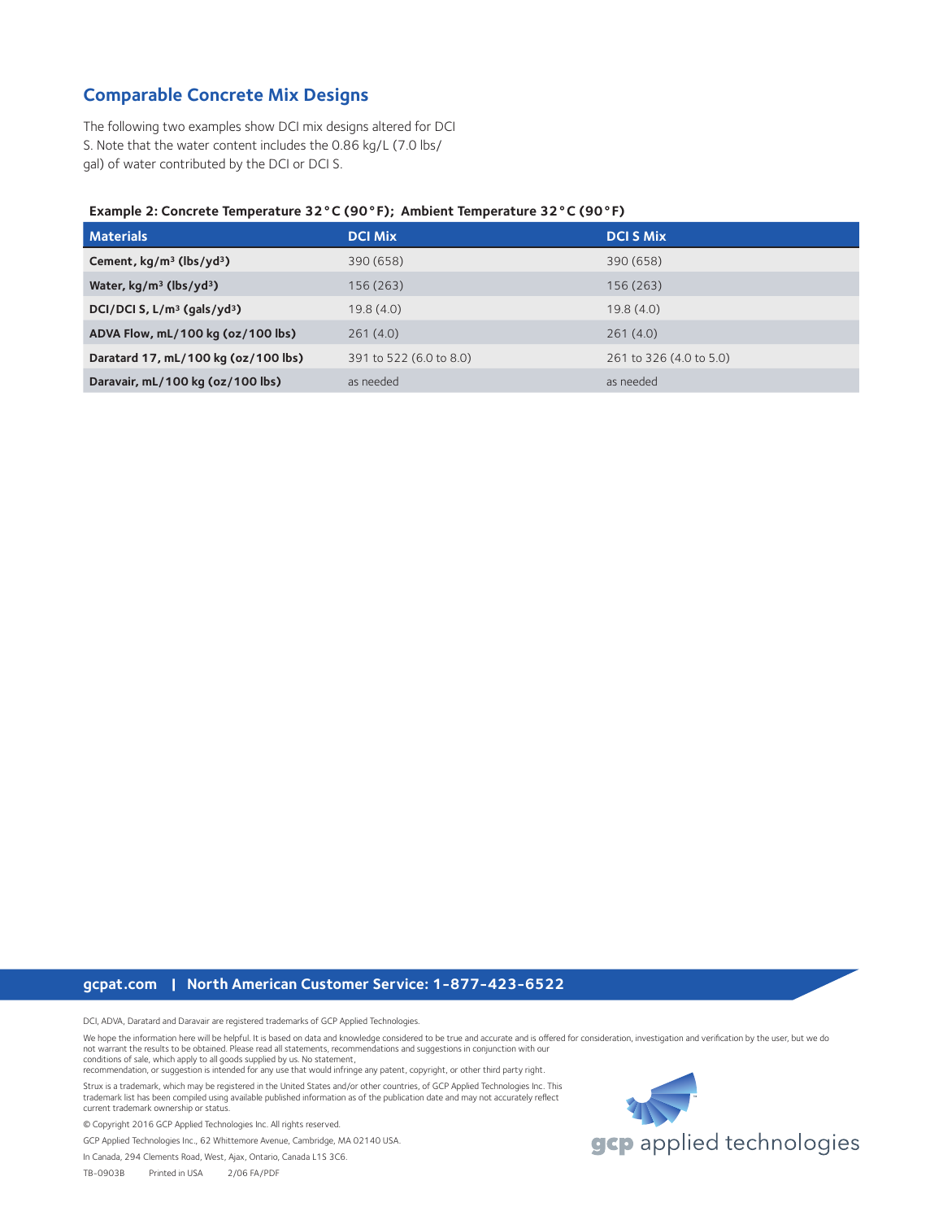## Comparable Concrete Mix Designs

The following two examples show DCI mix designs altered for DCI S. Note that the water content includes the 0.86 kg/L (7.0 lbs/gal) of water contributed by the DCI or DCI S.

**Example 2: Concrete Temperature 32°C (90°F); Ambient Temperature 32°C (90°F)**

| Materials | DCI Mix | DCI S Mix |
|---|---|---|
| **Cement, kg/m³ (lbs/yd³)** | 390 (658) | 390 (658) |
| **Water, kg/m³ (lbs/yd³)** | 156 (263) | 156 (263) |
| **DCI/DCI S, L/m³ (gals/yd³)** | 19.8 (4.0) | 19.8 (4.0) |
| **ADVA Flow, mL/100 kg (oz/100 lbs)** | 261 (4.0) | 261 (4.0) |
| **Daratard 17, mL/100 kg (oz/100 lbs)** | 391 to 522 (6.0 to 8.0) | 261 to 326 (4.0 to 5.0) |
| **Daravair, mL/100 kg (oz/100 lbs)** | as needed | as needed |

**gcpat.com | North American Customer Service: 1-877-423-6522**

DCI, ADVA, Daratard and Daravair are registered trademarks of GCP Applied Technologies.

We hope the information here will be helpful. It is based on data and knowledge considered to be true and accurate and is offered for consideration, investigation and verification by the user, but we do not warrant the results to be obtained. Please read all statements, recommendations and suggestions in conjunction with our conditions of sale, which apply to all goods supplied by us. No statement, recommendation, or suggestion is intended for any use that would infringe any patent, copyright, or other third party right.

Strux is a trademark, which may be registered in the United States and/or other countries, of GCP Applied Technologies Inc. This trademark list has been compiled using available published information as of the publication date and may not accurately reflect current trademark ownership or status.

© Copyright 2016 GCP Applied Technologies Inc. All rights reserved.

GCP Applied Technologies Inc., 62 Whittemore Avenue, Cambridge, MA 02140 USA.

In Canada, 294 Clements Road, West, Ajax, Ontario, Canada L1S 3C6.

TB-0903B Printed in USA 2/06 FA/PDF

gcp applied technologies